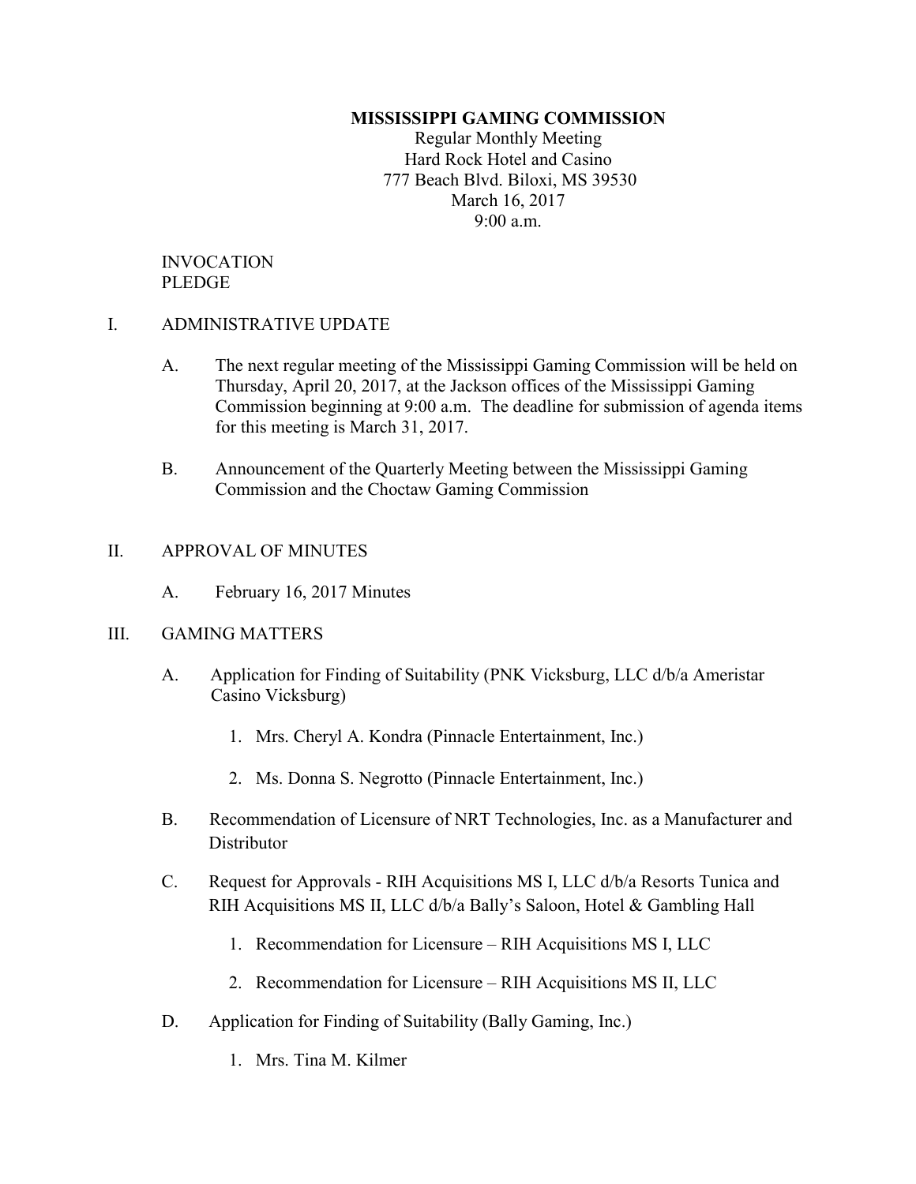**MISSISSIPPI GAMING COMMISSION**

Regular Monthly Meeting
Hard Rock Hotel and Casino
777 Beach Blvd. Biloxi, MS 39530
March 16, 2017
9:00 a.m.

INVOCATION
PLEDGE

I. ADMINISTRATIVE UPDATE

A. The next regular meeting of the Mississippi Gaming Commission will be held on Thursday, April 20, 2017, at the Jackson offices of the Mississippi Gaming Commission beginning at 9:00 a.m. The deadline for submission of agenda items for this meeting is March 31, 2017.

B. Announcement of the Quarterly Meeting between the Mississippi Gaming Commission and the Choctaw Gaming Commission

II. APPROVAL OF MINUTES

A. February 16, 2017 Minutes

III. GAMING MATTERS

A. Application for Finding of Suitability (PNK Vicksburg, LLC d/b/a Ameristar Casino Vicksburg)

1. Mrs. Cheryl A. Kondra (Pinnacle Entertainment, Inc.)
2. Ms. Donna S. Negrotto (Pinnacle Entertainment, Inc.)

B. Recommendation of Licensure of NRT Technologies, Inc. as a Manufacturer and Distributor

C. Request for Approvals - RIH Acquisitions MS I, LLC d/b/a Resorts Tunica and RIH Acquisitions MS II, LLC d/b/a Bally's Saloon, Hotel & Gambling Hall

1. Recommendation for Licensure – RIH Acquisitions MS I, LLC
2. Recommendation for Licensure – RIH Acquisitions MS II, LLC

D. Application for Finding of Suitability (Bally Gaming, Inc.)

1. Mrs. Tina M. Kilmer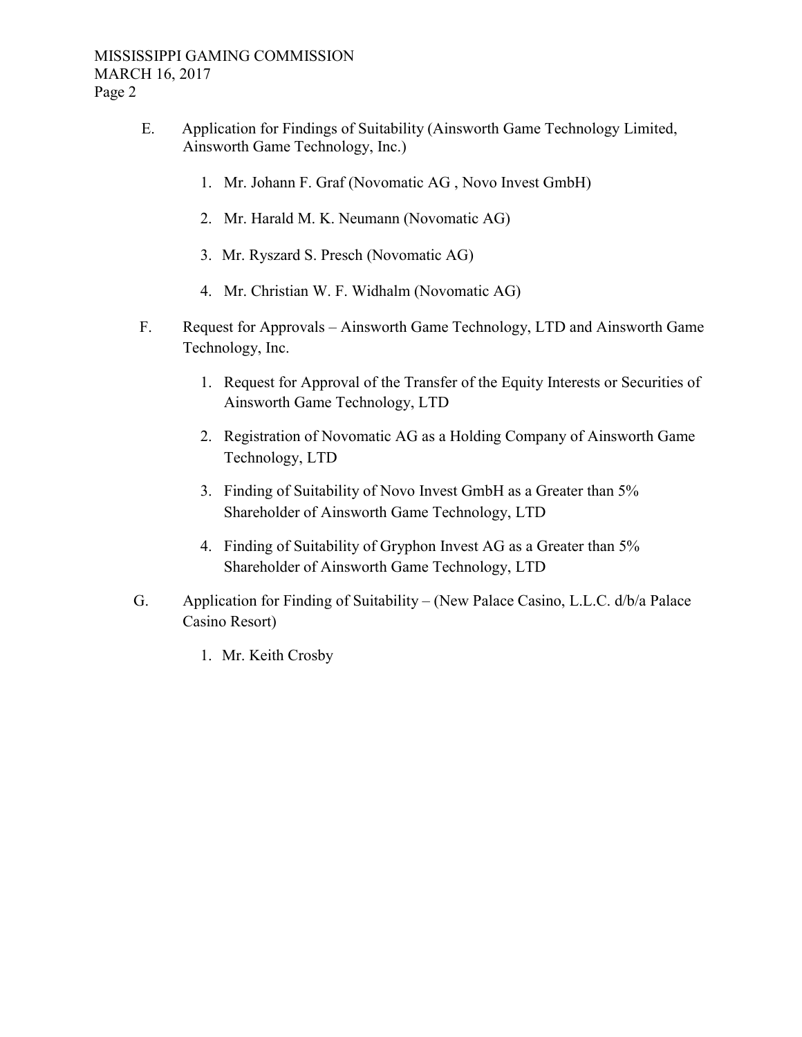E. Application for Findings of Suitability (Ainsworth Game Technology Limited, Ainsworth Game Technology, Inc.)

   1. Mr. Johann F. Graf (Novomatic AG , Novo Invest GmbH)
   2. Mr. Harald M. K. Neumann (Novomatic AG)
   3. Mr. Ryszard S. Presch (Novomatic AG)
   4. Mr. Christian W. F. Widhalm (Novomatic AG)

F. Request for Approvals – Ainsworth Game Technology, LTD and Ainsworth Game Technology, Inc.

   1. Request for Approval of the Transfer of the Equity Interests or Securities of Ainsworth Game Technology, LTD
   2. Registration of Novomatic AG as a Holding Company of Ainsworth Game Technology, LTD
   3. Finding of Suitability of Novo Invest GmbH as a Greater than 5% Shareholder of Ainsworth Game Technology, LTD
   4. Finding of Suitability of Gryphon Invest AG as a Greater than 5% Shareholder of Ainsworth Game Technology, LTD

G. Application for Finding of Suitability – (New Palace Casino, L.L.C. d/b/a Palace Casino Resort)

   1. Mr. Keith Crosby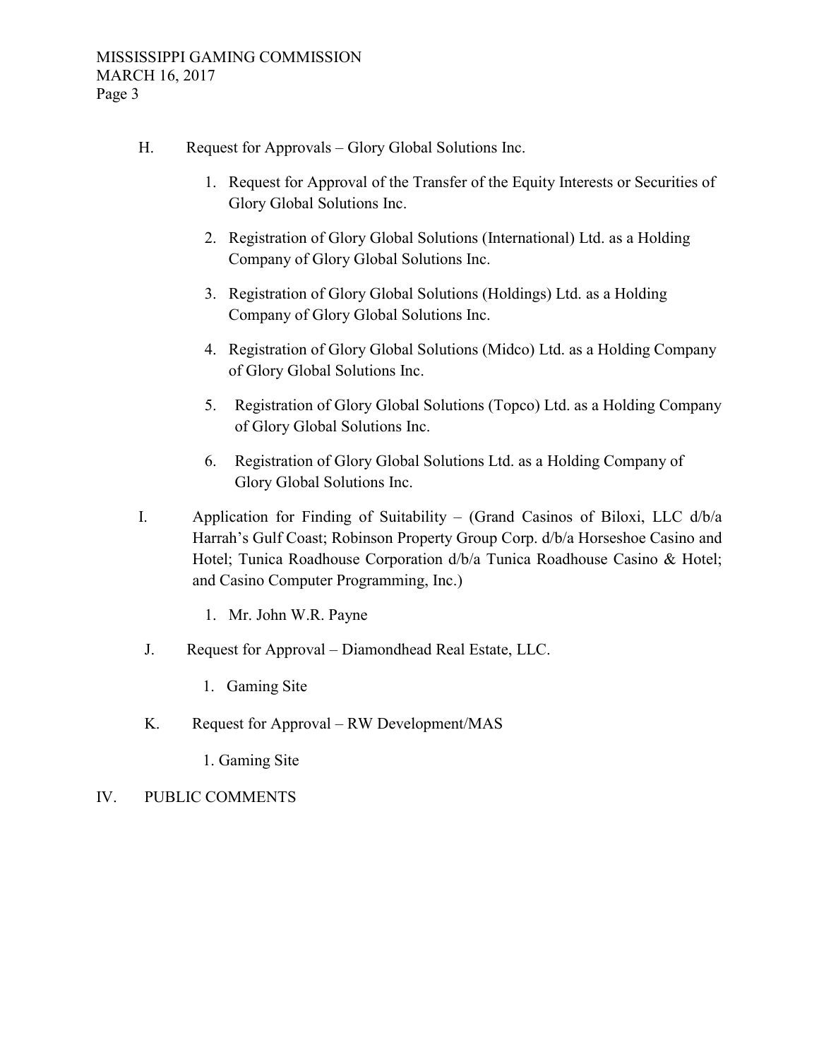H. Request for Approvals – Glory Global Solutions Inc.

1. Request for Approval of the Transfer of the Equity Interests or Securities of Glory Global Solutions Inc.
2. Registration of Glory Global Solutions (International) Ltd. as a Holding Company of Glory Global Solutions Inc.
3. Registration of Glory Global Solutions (Holdings) Ltd. as a Holding Company of Glory Global Solutions Inc.
4. Registration of Glory Global Solutions (Midco) Ltd. as a Holding Company of Glory Global Solutions Inc.
5. Registration of Glory Global Solutions (Topco) Ltd. as a Holding Company of Glory Global Solutions Inc.
6. Registration of Glory Global Solutions Ltd. as a Holding Company of Glory Global Solutions Inc.

I. Application for Finding of Suitability – (Grand Casinos of Biloxi, LLC d/b/a Harrah's Gulf Coast; Robinson Property Group Corp. d/b/a Horseshoe Casino and Hotel; Tunica Roadhouse Corporation d/b/a Tunica Roadhouse Casino & Hotel; and Casino Computer Programming, Inc.)

1. Mr. John W.R. Payne

J. Request for Approval – Diamondhead Real Estate, LLC.

1. Gaming Site

K. Request for Approval – RW Development/MAS

1. Gaming Site

IV. PUBLIC COMMENTS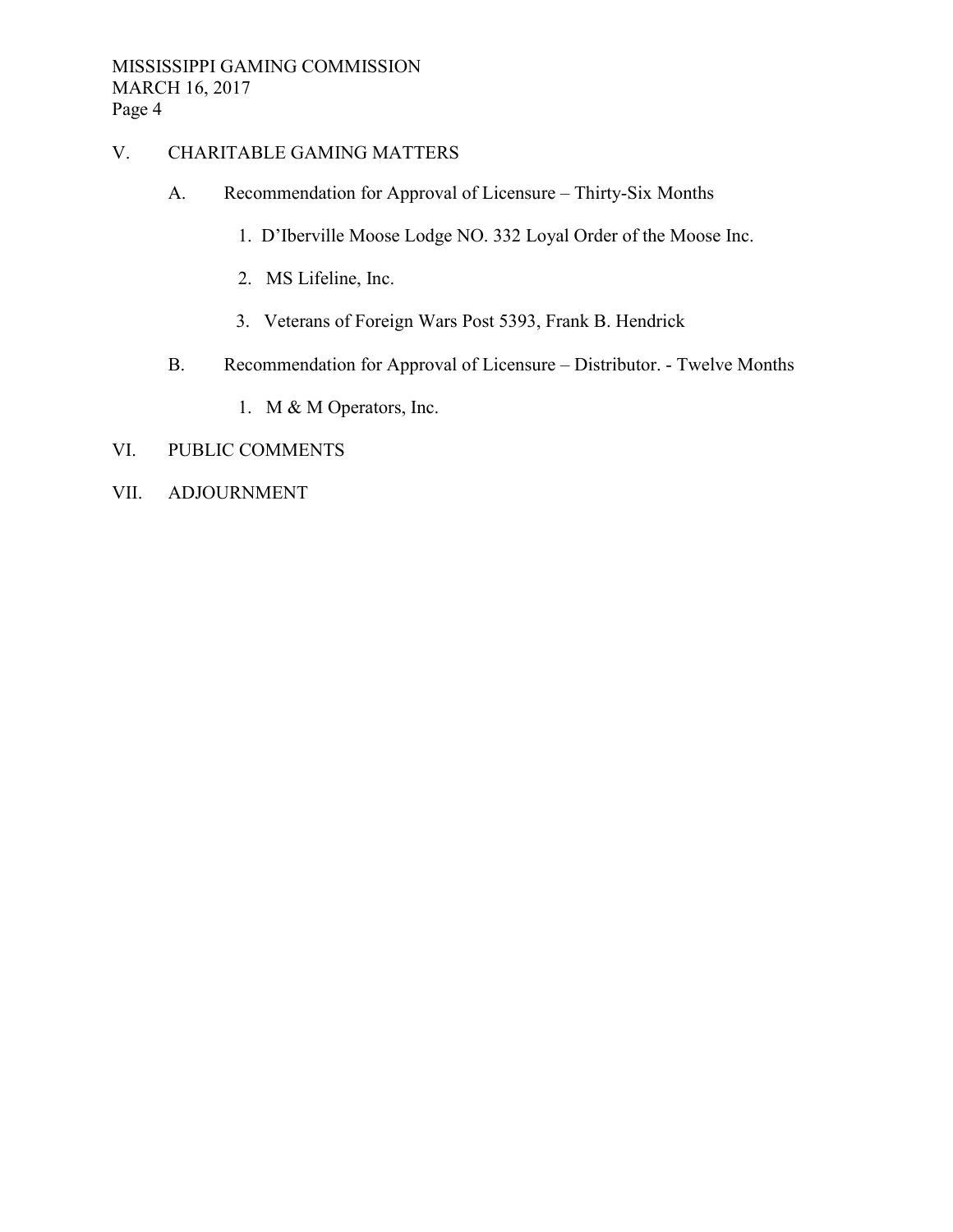V. CHARITABLE GAMING MATTERS

A. Recommendation for Approval of Licensure – Thirty-Six Months

1. D'Iberville Moose Lodge NO. 332 Loyal Order of the Moose Inc.
2. MS Lifeline, Inc.
3. Veterans of Foreign Wars Post 5393, Frank B. Hendrick

B. Recommendation for Approval of Licensure – Distributor. - Twelve Months

1. M & M Operators, Inc.

VI. PUBLIC COMMENTS

VII. ADJOURNMENT